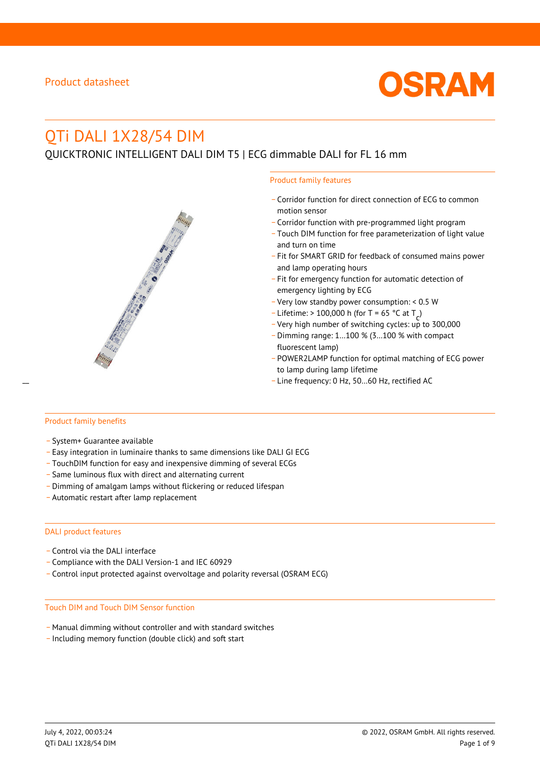Product datasheet

# QTi DALI 1X28/54 DIM

QUICKTRONIC INTELLIGENT DALI DIM T5 | ECG dimmable DALI for FL 16 mm

## Product family features

- Corridor function for direct connection of ECG to common motion sensor
- Corridor function with pre-programmed light program
- Touch DIM function for free parameterization of light value and turn on time
- Fit for SMART GRID for feedback of consumed mains power and lamp operating hours
- Fit for emergency function for automatic detection of emergency lighting by ECG
- Very low standby power consumption: < 0.5 W
- Lifetime: > 100,000 h (for T = 65 °C at $T_c$)
- Very high number of switching cycles: up to 300,000
- Dimming range: 1…100 % (3…100 % with compact fluorescent lamp)
- POWER2LAMP function for optimal matching of ECG power to lamp during lamp lifetime
- Line frequency: 0 Hz, 50…60 Hz, rectified AC

## Product family benefits

- System+ Guarantee available
- Easy integration in luminaire thanks to same dimensions like DALI GI ECG
- TouchDIM function for easy and inexpensive dimming of several ECGs
- Same luminous flux with direct and alternating current
- Dimming of amalgam lamps without flickering or reduced lifespan
- Automatic restart after lamp replacement

## DALI product features

- Control via the DALI interface
- Compliance with the DALI Version-1 and IEC 60929
- Control input protected against overvoltage and polarity reversal (OSRAM ECG)

## Touch DIM and Touch DIM Sensor function

- Manual dimming without controller and with standard switches
- Including memory function (double click) and soft start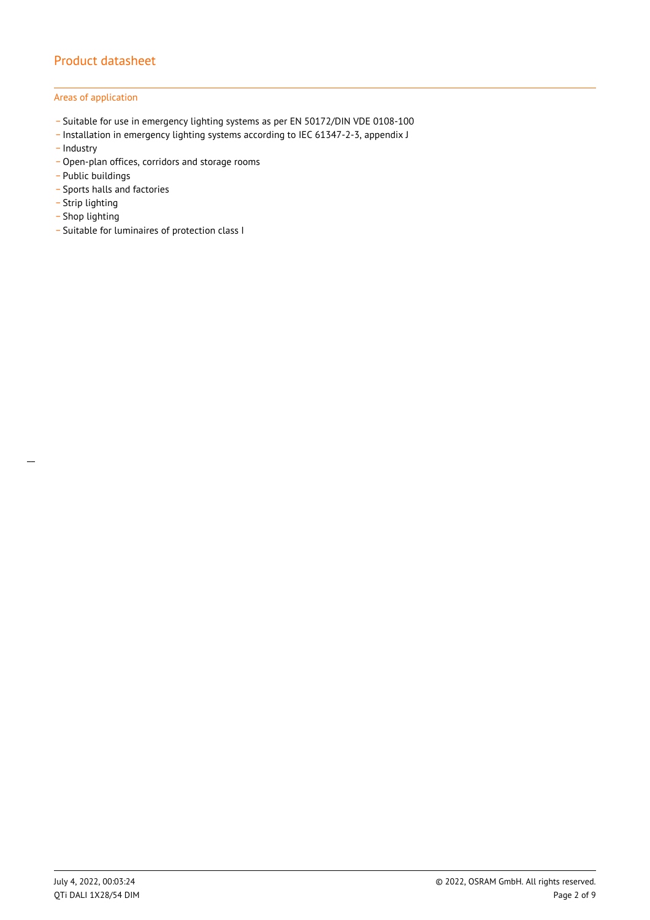## Areas of application

- Suitable for use in emergency lighting systems as per EN 50172/DIN VDE 0108-100
- Installation in emergency lighting systems according to IEC 61347-2-3, appendix J
- Industry
- Open-plan offices, corridors and storage rooms
- Public buildings
- Sports halls and factories
- Strip lighting
- Shop lighting
- Suitable for luminaires of protection class I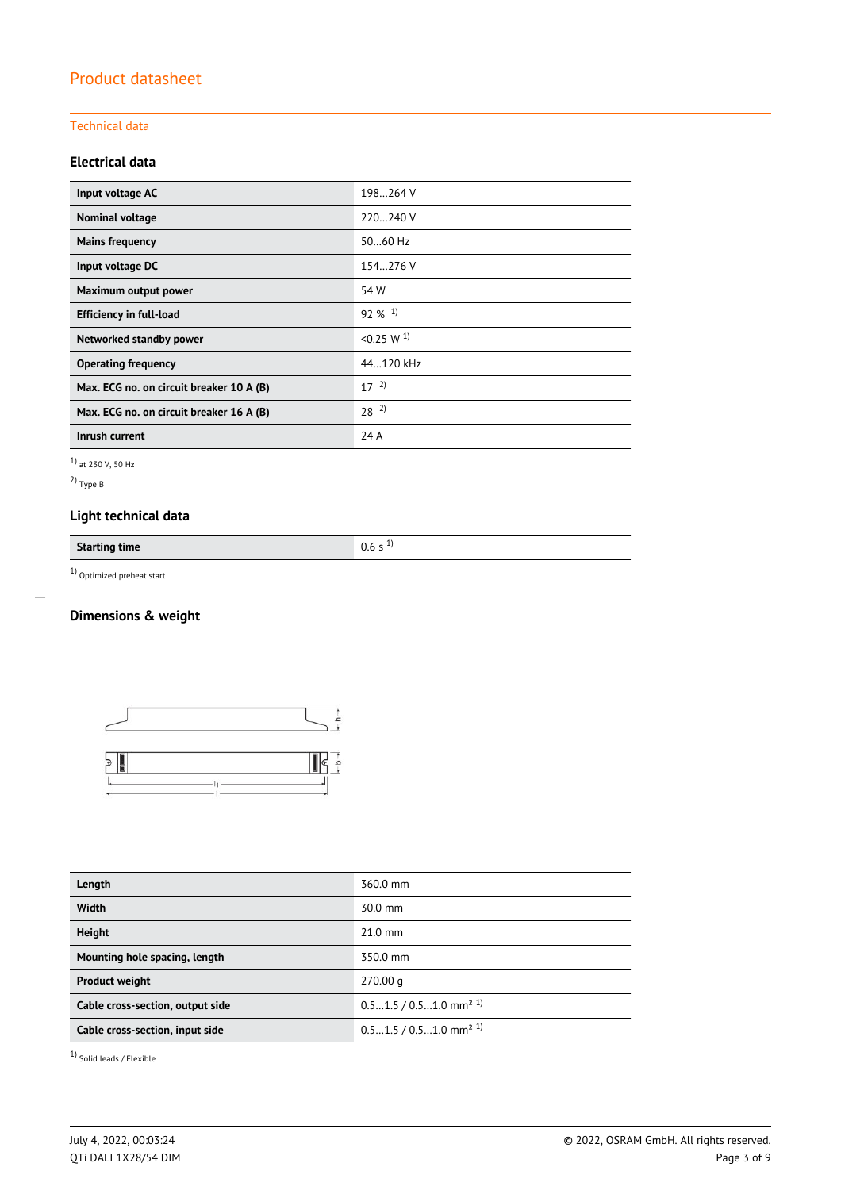# Product datasheet

## Technical data

### Electrical data

| | |
|---|---|
| **Input voltage AC** | 198…264 V |
| **Nominal voltage** | 220…240 V |
| **Mains frequency** | 50…60 Hz |
| **Input voltage DC** | 154…276 V |
| **Maximum output power** | 54 W |
| **Efficiency in full-load** | 92 % [1] |
| **Networked standby power** | <0.25 W [1] |
| **Operating frequency** | 44…120 kHz |
| **Max. ECG no. on circuit breaker 10 A (B)** | 17 [2] |
| **Max. ECG no. on circuit breaker 16 A (B)** | 28 [2] |
| **Inrush current** | 24 A |

[1] at 230 V, 50 Hz

[2] Type B

### Light technical data

| | |
|---|---|
| **Starting time** | 0.6 s [1] |

[1] Optimized preheat start

### Dimensions & weight

| | |
|---|---|
| **Length** | 360.0 mm |
| **Width** | 30.0 mm |
| **Height** | 21.0 mm |
| **Mounting hole spacing, length** | 350.0 mm |
| **Product weight** | 270.00 g |
| **Cable cross-section, output side** | 0.5…1.5 / 0.5…1.0 mm² [1] |
| **Cable cross-section, input side** | 0.5…1.5 / 0.5…1.0 mm² [1] |

[1] Solid leads / Flexible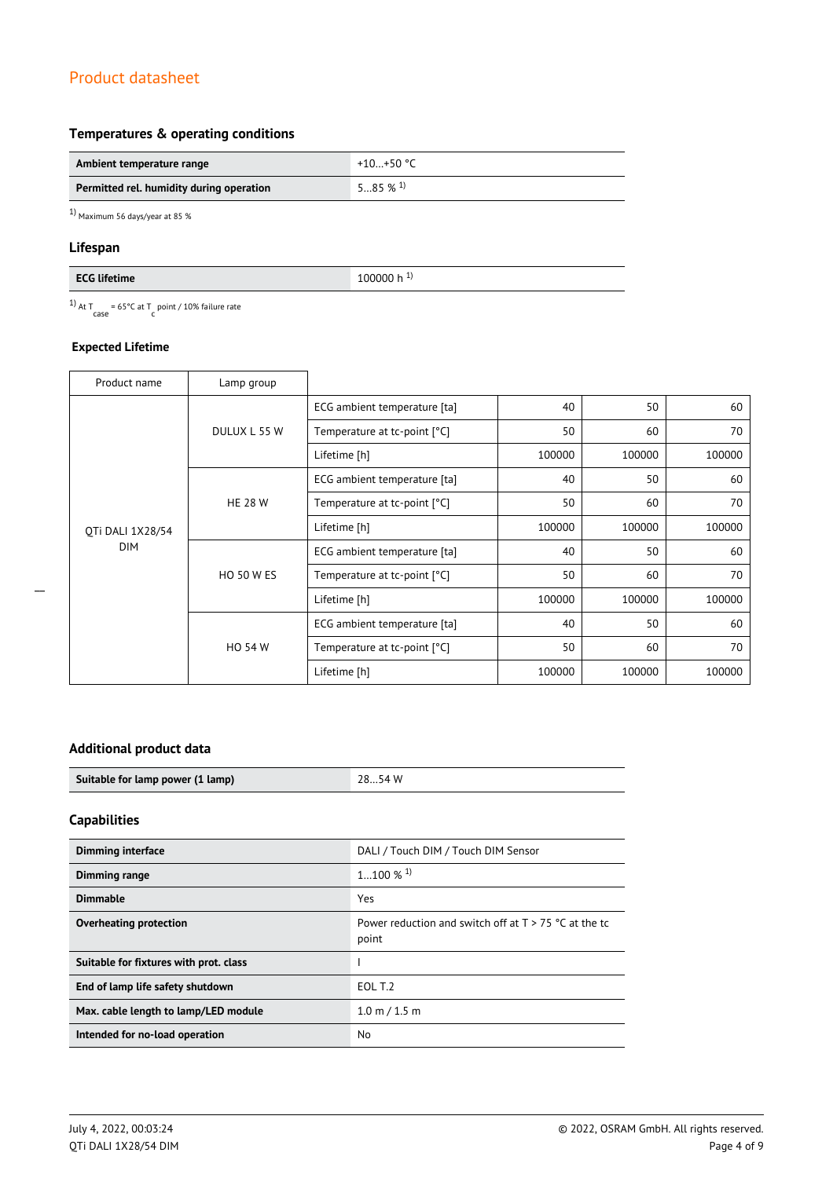Product datasheet

## Temperatures & operating conditions

| | |
|---|---|
| **Ambient temperature range** | +10…+50 °C |
| **Permitted rel. humidity during operation** | 5…85 % [1] |

[1] Maximum 56 days/year at 85 %

## Lifespan

| | |
|---|---|
| **ECG lifetime** | 100000 h [1] |

[1] At $T_{case}$ = 65°C at $T_c$ point / 10% failure rate

### Expected Lifetime

| Product name | Lamp group | | | | |
|---|---|---|---|---|---|
| QTi DALI 1X28/54 DIM | DULUX L 55 W | ECG ambient temperature [ta] | 40 | 50 | 60 |
| | | Temperature at tc-point [°C] | 50 | 60 | 70 |
| | | Lifetime [h] | 100000 | 100000 | 100000 |
| | HE 28 W | ECG ambient temperature [ta] | 40 | 50 | 60 |
| | | Temperature at tc-point [°C] | 50 | 60 | 70 |
| | | Lifetime [h] | 100000 | 100000 | 100000 |
| | HO 50 W ES | ECG ambient temperature [ta] | 40 | 50 | 60 |
| | | Temperature at tc-point [°C] | 50 | 60 | 70 |
| | | Lifetime [h] | 100000 | 100000 | 100000 |
| | HO 54 W | ECG ambient temperature [ta] | 40 | 50 | 60 |
| | | Temperature at tc-point [°C] | 50 | 60 | 70 |
| | | Lifetime [h] | 100000 | 100000 | 100000 |

## Additional product data

| | |
|---|---|
| **Suitable for lamp power (1 lamp)** | 28…54 W |

## Capabilities

| | |
|---|---|
| **Dimming interface** | DALI / Touch DIM / Touch DIM Sensor |
| **Dimming range** | 1…100 % [1] |
| **Dimmable** | Yes |
| **Overheating protection** | Power reduction and switch off at T > 75 °C at the tc point |
| **Suitable for fixtures with prot. class** | I |
| **End of lamp life safety shutdown** | EOL T.2 |
| **Max. cable length to lamp/LED module** | 1.0 m / 1.5 m |
| **Intended for no-load operation** | No |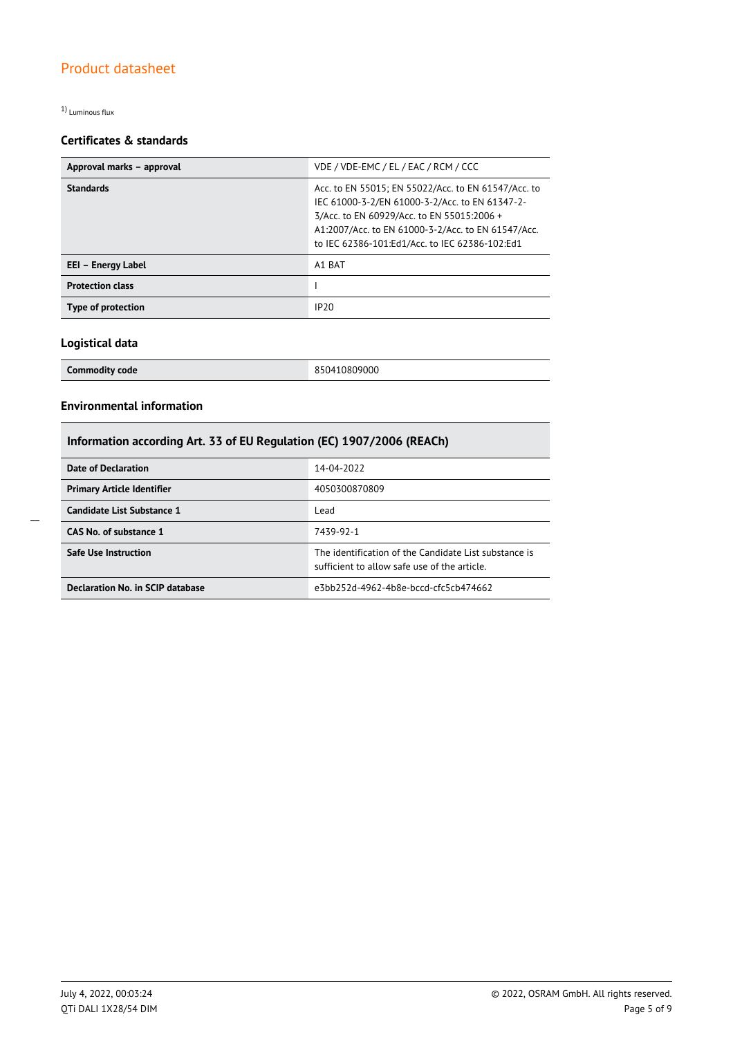1) Luminous flux

### Certificates & standards

| | |
|---|---|
| **Approval marks – approval** | VDE / VDE-EMC / EL / EAC / RCM / CCC |
| **Standards** | Acc. to EN 55015; EN 55022/Acc. to EN 61547/Acc. to IEC 61000-3-2/EN 61000-3-2/Acc. to EN 61347-2-3/Acc. to EN 60929/Acc. to EN 55015:2006 + A1:2007/Acc. to EN 61000-3-2/Acc. to EN 61547/Acc. to IEC 62386-101:Ed1/Acc. to IEC 62386-102:Ed1 |
| **EEI – Energy Label** | A1 BAT |
| **Protection class** | I |
| **Type of protection** | IP20 |

### Logistical data

| | |
|---|---|
| **Commodity code** | 850410809000 |

### Environmental information

| **Information according Art. 33 of EU Regulation (EC) 1907/2006 (REACh)** | |
|---|---|
| **Date of Declaration** | 14-04-2022 |
| **Primary Article Identifier** | 4050300870809 |
| **Candidate List Substance 1** | Lead |
| **CAS No. of substance 1** | 7439-92-1 |
| **Safe Use Instruction** | The identification of the Candidate List substance is sufficient to allow safe use of the article. |
| **Declaration No. in SCIP database** | e3bb252d-4962-4b8e-bccd-cfc5cb474662 |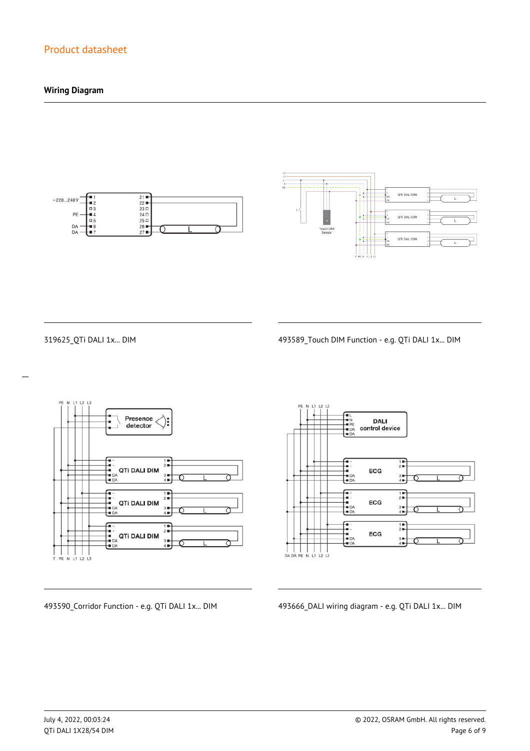## Wiring Diagram

319625_QTi DALI 1x... DIM

493589_Touch DIM Function - e.g. QTi DALI 1x... DIM

493590_Corridor Function - e.g. QTi DALI 1x... DIM

493666_DALI wiring diagram - e.g. QTi DALI 1x... DIM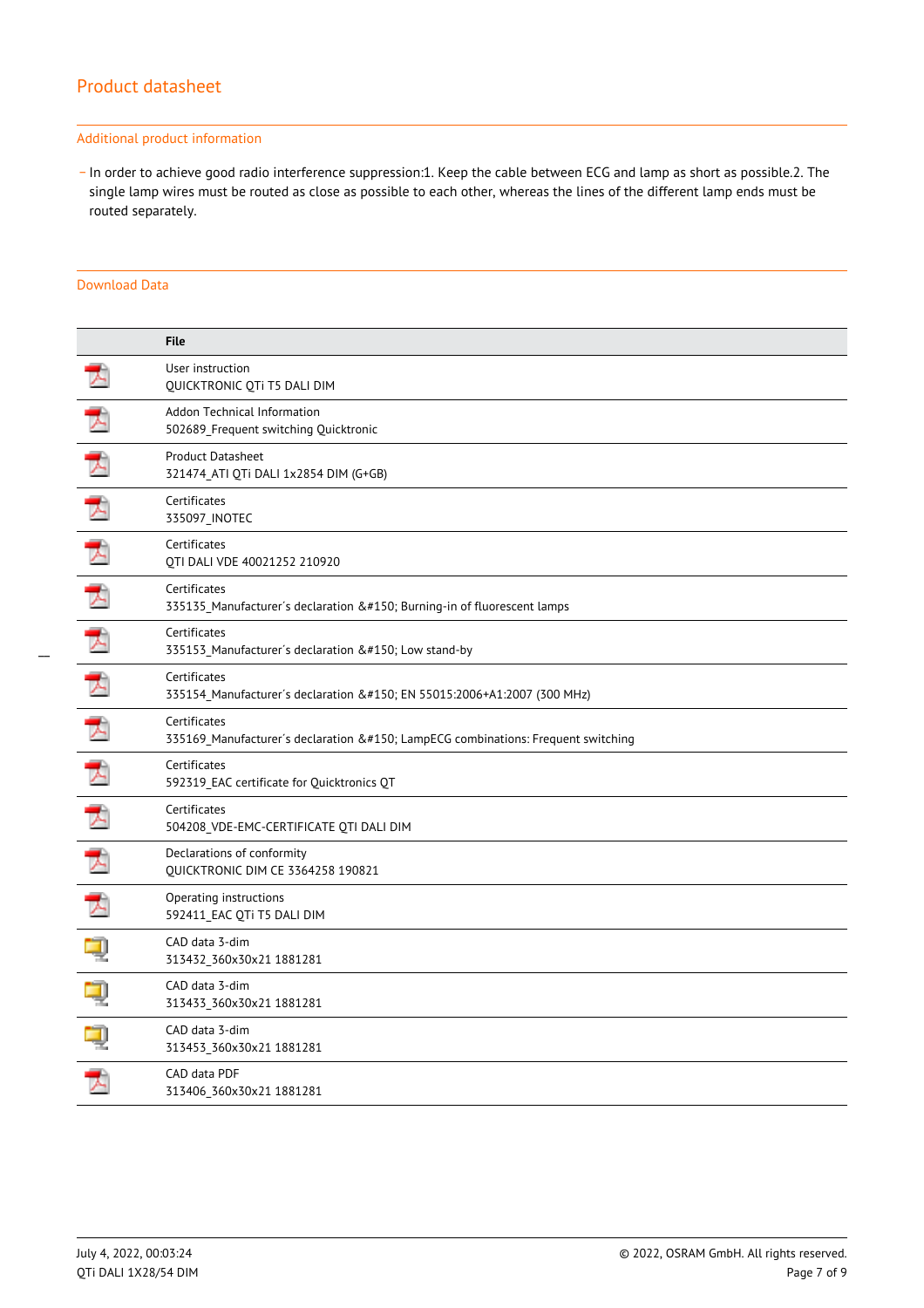# Product datasheet

## Additional product information

- In order to achieve good radio interference suppression:1. Keep the cable between ECG and lamp as short as possible.2. The single lamp wires must be routed as close as possible to each other, whereas the lines of the different lamp ends must be routed separately.

## Download Data

| | File |
|---|---|
| | User instruction<br>QUICKTRONIC QTi T5 DALI DIM |
| | Addon Technical Information<br>502689_Frequent switching Quicktronic |
| | Product Datasheet<br>321474_ATI QTi DALI 1x2854 DIM (G+GB) |
| | Certificates<br>335097_INOTEC |
| | Certificates<br>QTI DALI VDE 40021252 210920 |
| | Certificates<br>335135_Manufacturer´s declaration &#150; Burning-in of fluorescent lamps |
| | Certificates<br>335153_Manufacturer´s declaration &#150; Low stand-by |
| | Certificates<br>335154_Manufacturer´s declaration &#150; EN 55015:2006+A1:2007 (300 MHz) |
| | Certificates<br>335169_Manufacturer´s declaration &#150; LampECG combinations: Frequent switching |
| | Certificates<br>592319_EAC certificate for Quicktronics QT |
| | Certificates<br>504208_VDE-EMC-CERTIFICATE QTI DALI DIM |
| | Declarations of conformity<br>QUICKTRONIC DIM CE 3364258 190821 |
| | Operating instructions<br>592411_EAC QTi T5 DALI DIM |
| | CAD data 3-dim<br>313432_360x30x21 1881281 |
| | CAD data 3-dim<br>313433_360x30x21 1881281 |
| | CAD data 3-dim<br>313453_360x30x21 1881281 |
| | CAD data PDF<br>313406_360x30x21 1881281 |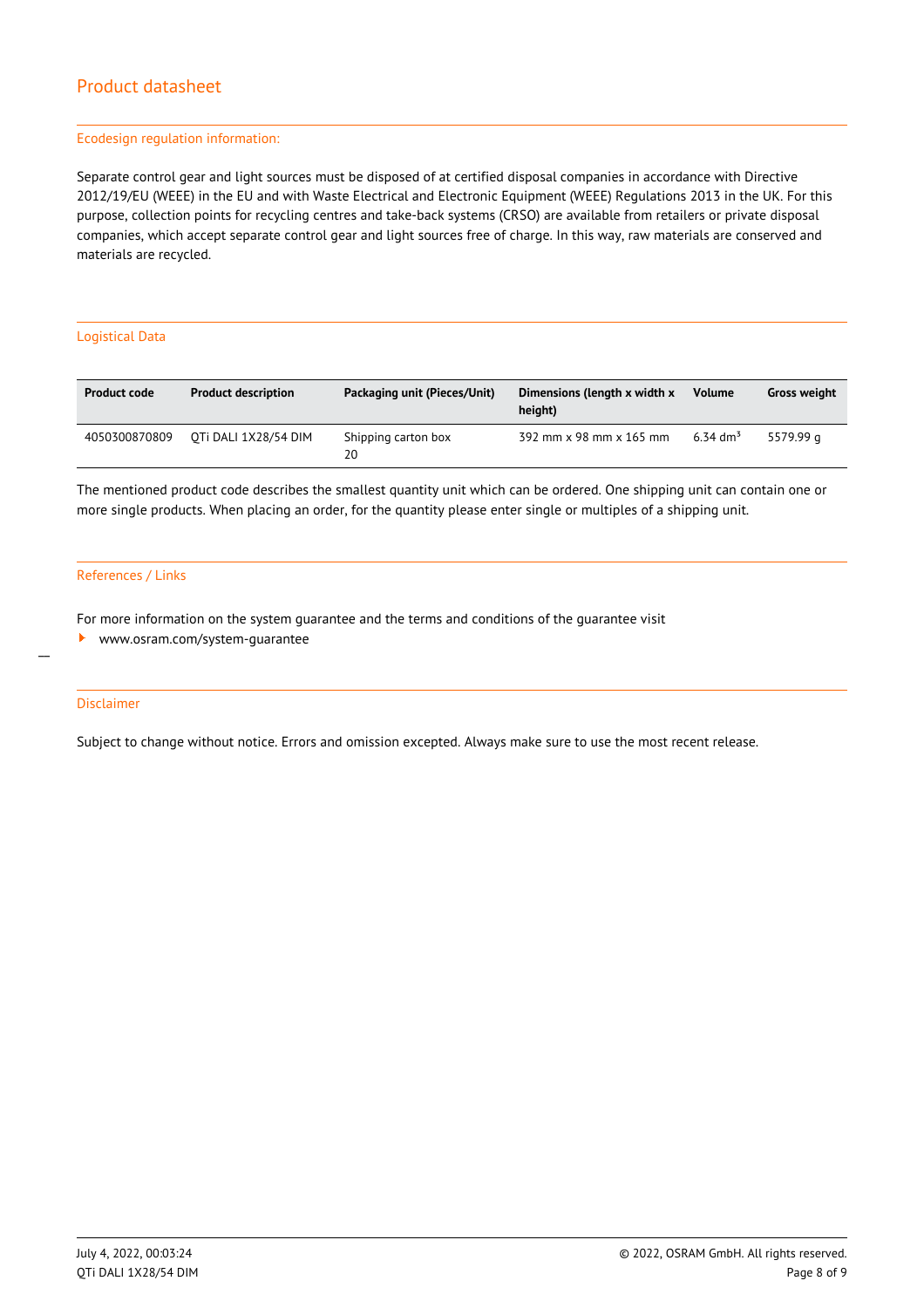## Ecodesign regulation information:

Separate control gear and light sources must be disposed of at certified disposal companies in accordance with Directive 2012/19/EU (WEEE) in the EU and with Waste Electrical and Electronic Equipment (WEEE) Regulations 2013 in the UK. For this purpose, collection points for recycling centres and take-back systems (CRSO) are available from retailers or private disposal companies, which accept separate control gear and light sources free of charge. In this way, raw materials are conserved and materials are recycled.

## Logistical Data

| Product code | Product description | Packaging unit (Pieces/Unit) | Dimensions (length x width x height) | Volume | Gross weight |
|---|---|---|---|---|---|
| 4050300870809 | QTi DALI 1X28/54 DIM | Shipping carton box 20 | 392 mm x 98 mm x 165 mm | 6.34 $dm^3$ | 5579.99 g |

The mentioned product code describes the smallest quantity unit which can be ordered. One shipping unit can contain one or more single products. When placing an order, for the quantity please enter single or multiples of a shipping unit.

## References / Links

For more information on the system guarantee and the terms and conditions of the guarantee visit

- www.osram.com/system-guarantee

## Disclaimer

Subject to change without notice. Errors and omission excepted. Always make sure to use the most recent release.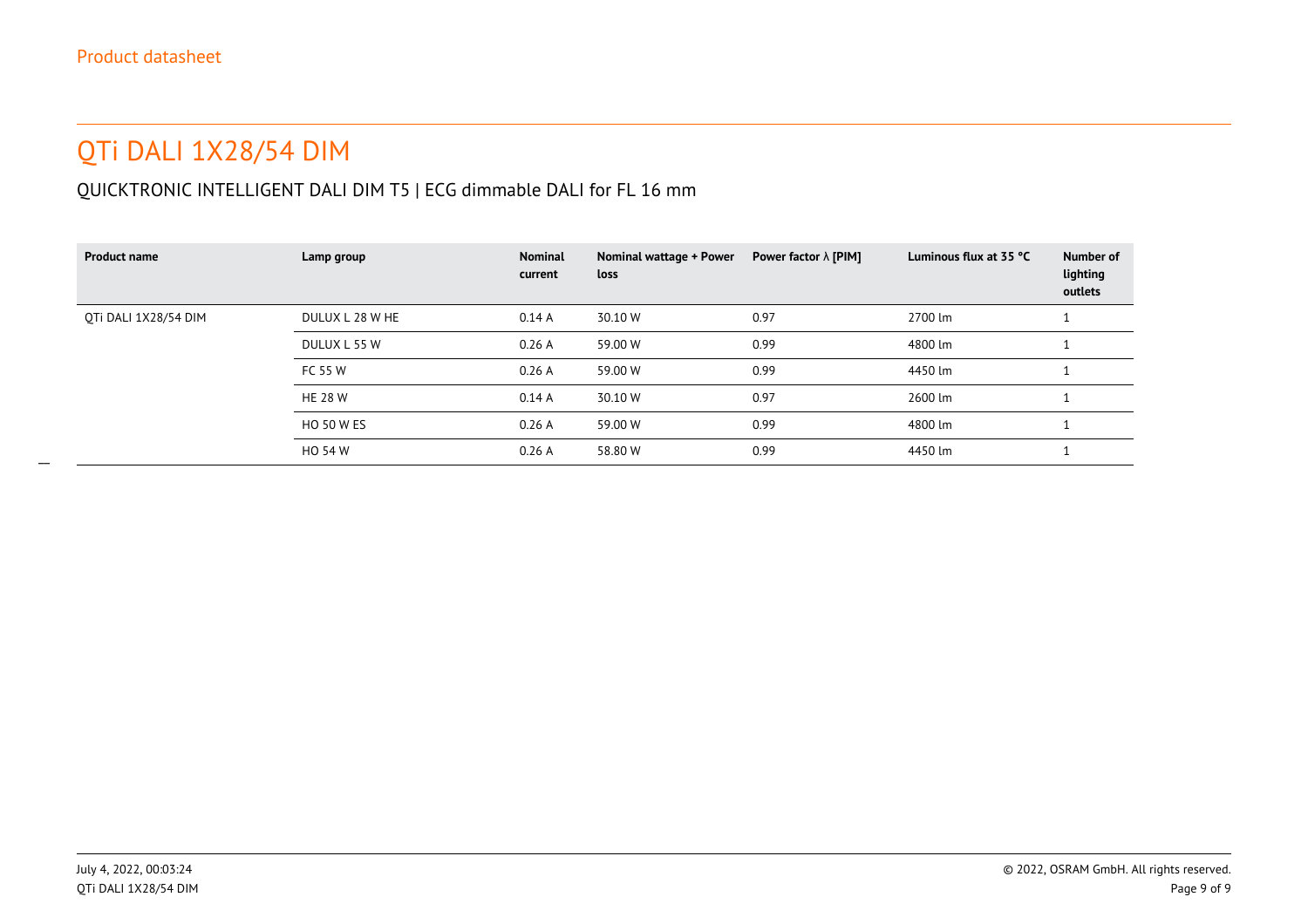# QTi DALI 1X28/54 DIM

## QUICKTRONIC INTELLIGENT DALI DIM T5 | ECG dimmable DALI for FL 16 mm

| Product name | Lamp group | Nominal current | Nominal wattage + Power loss | Power factor λ [PIM] | Luminous flux at 35 °C | Number of lighting outlets |
|---|---|---|---|---|---|---|
| QTi DALI 1X28/54 DIM | DULUX L 28 W HE | 0.14 A | 30.10 W | 0.97 | 2700 lm | 1 |
| | DULUX L 55 W | 0.26 A | 59.00 W | 0.99 | 4800 lm | 1 |
| | FC 55 W | 0.26 A | 59.00 W | 0.99 | 4450 lm | 1 |
| | HE 28 W | 0.14 A | 30.10 W | 0.97 | 2600 lm | 1 |
| | HO 50 W ES | 0.26 A | 59.00 W | 0.99 | 4800 lm | 1 |
| | HO 54 W | 0.26 A | 58.80 W | 0.99 | 4450 lm | 1 |